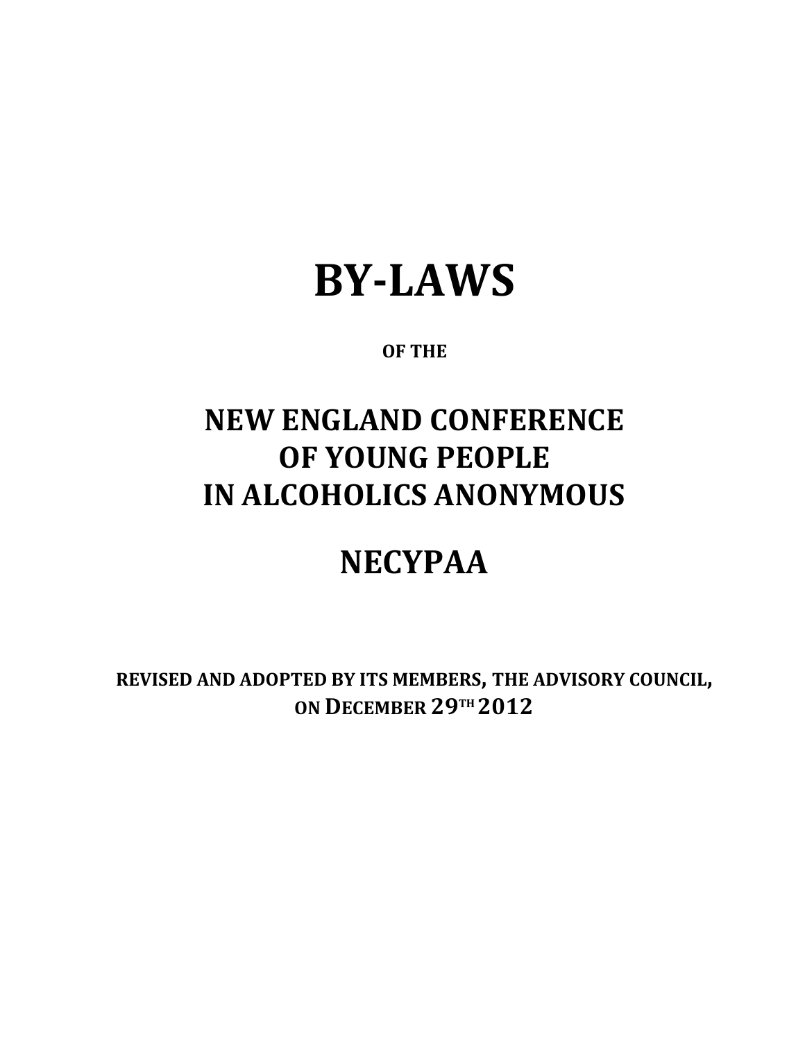# BY-LAWS

**OF THE**

# NEW ENGLAND CONFERENCE OF YOUNG PEOPLE IN ALCOHOLICS ANONYMOUS

# NECYPAA

**REVISED AND ADOPTED BY ITS MEMBERS, THE ADVISORY COUNCIL, ON DECEMBER 29TH 2012**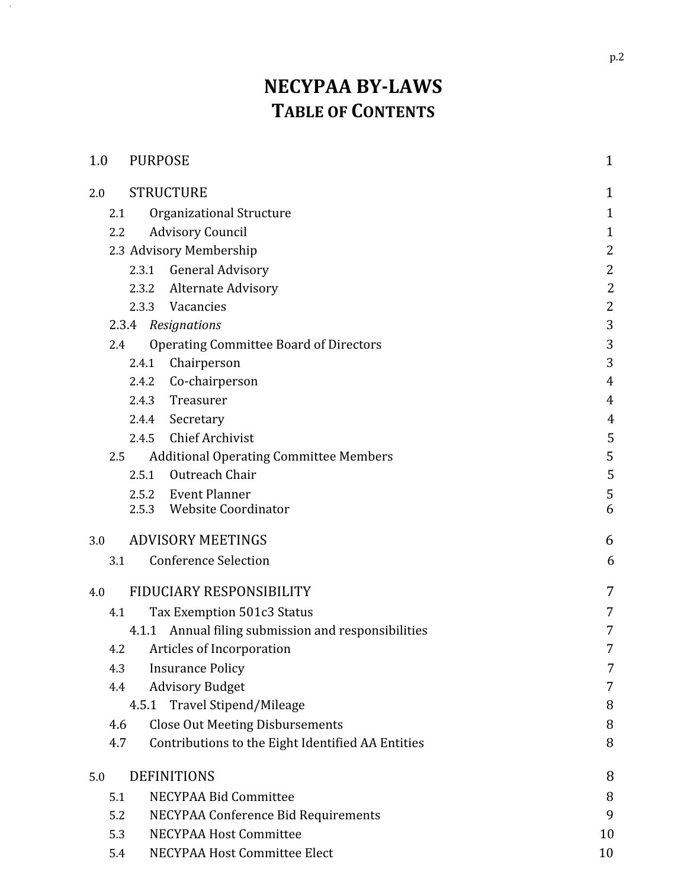# NECYPAA BY-LAWS

## TABLE OF CONTENTS

| | | |
|---|---|---|
| 1.0 | PURPOSE | 1 |
| 2.0 | STRUCTURE | 1 |
| 2.1 | Organizational Structure | 1 |
| 2.2 | Advisory Council | 1 |
| 2.3 | Advisory Membership | 2 |
| 2.3.1 | General Advisory | 2 |
| 2.3.2 | Alternate Advisory | 2 |
| 2.3.3 | Vacancies | 2 |
| 2.3.4 | *Resignations* | 3 |
| 2.4 | Operating Committee Board of Directors | 3 |
| 2.4.1 | Chairperson | 3 |
| 2.4.2 | Co-chairperson | 4 |
| 2.4.3 | Treasurer | 4 |
| 2.4.4 | Secretary | 4 |
| 2.4.5 | Chief Archivist | 5 |
| 2.5 | Additional Operating Committee Members | 5 |
| 2.5.1 | Outreach Chair | 5 |
| 2.5.2 | Event Planner | 5 |
| 2.5.3 | Website Coordinator | 6 |
| 3.0 | ADVISORY MEETINGS | 6 |
| 3.1 | Conference Selection | 6 |
| 4.0 | FIDUCIARY RESPONSIBILITY | 7 |
| 4.1 | Tax Exemption 501c3 Status | 7 |
| 4.1.1 | Annual filing submission and responsibilities | 7 |
| 4.2 | Articles of Incorporation | 7 |
| 4.3 | Insurance Policy | 7 |
| 4.4 | Advisory Budget | 7 |
| 4.5.1 | Travel Stipend/Mileage | 8 |
| 4.6 | Close Out Meeting Disbursements | 8 |
| 4.7 | Contributions to the Eight Identified AA Entities | 8 |
| 5.0 | DEFINITIONS | 8 |
| 5.1 | NECYPAA Bid Committee | 8 |
| 5.2 | NECYPAA Conference Bid Requirements | 9 |
| 5.3 | NECYPAA Host Committee | 10 |
| 5.4 | NECYPAA Host Committee Elect | 10 |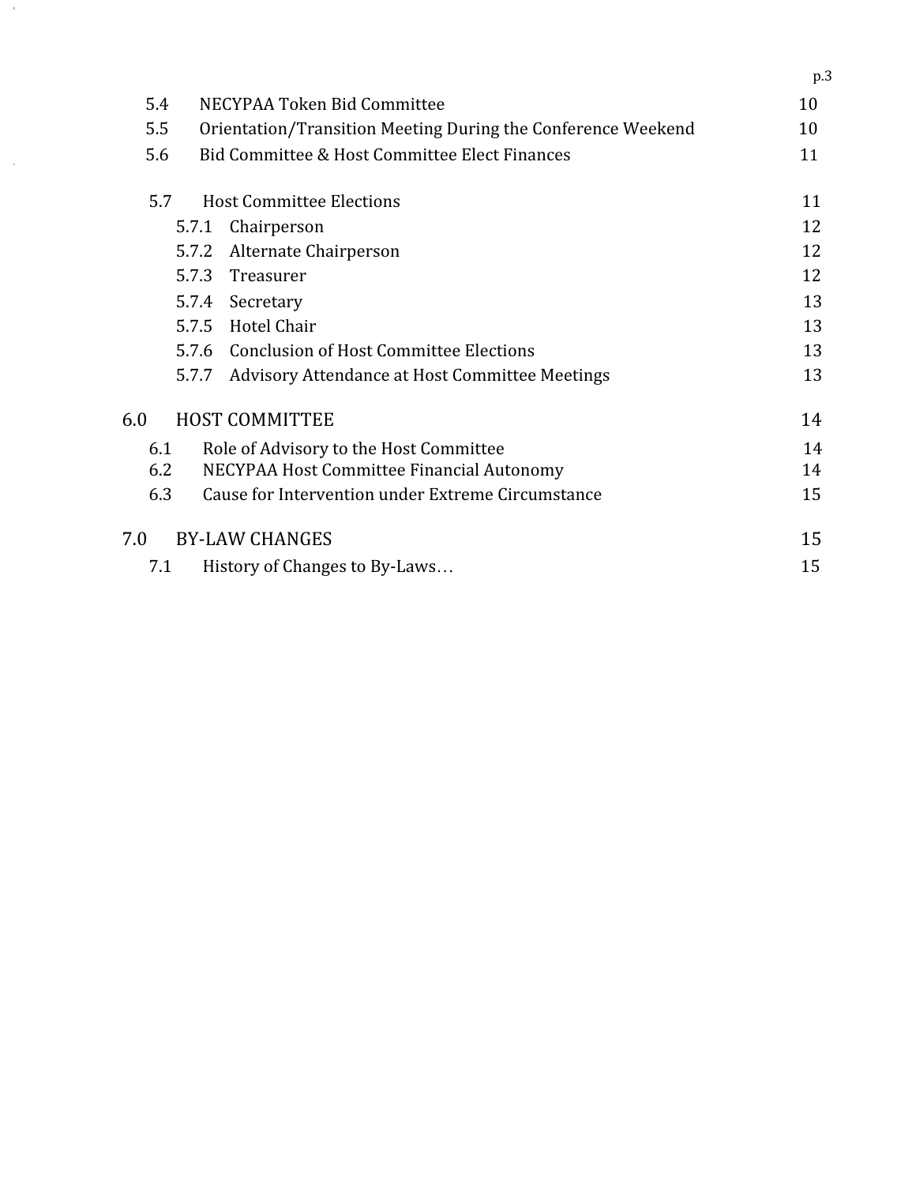| | | |
|---|---|---|
| 5.4 | NECYPAA Token Bid Committee | 10 |
| 5.5 | Orientation/Transition Meeting During the Conference Weekend | 10 |
| 5.6 | Bid Committee & Host Committee Elect Finances | 11 |
| 5.7 | Host Committee Elections | 11 |
| 5.7.1 | Chairperson | 12 |
| 5.7.2 | Alternate Chairperson | 12 |
| 5.7.3 | Treasurer | 12 |
| 5.7.4 | Secretary | 13 |
| 5.7.5 | Hotel Chair | 13 |
| 5.7.6 | Conclusion of Host Committee Elections | 13 |
| 5.7.7 | Advisory Attendance at Host Committee Meetings | 13 |
| 6.0 | HOST COMMITTEE | 14 |
| 6.1 | Role of Advisory to the Host Committee | 14 |
| 6.2 | NECYPAA Host Committee Financial Autonomy | 14 |
| 6.3 | Cause for Intervention under Extreme Circumstance | 15 |
| 7.0 | BY-LAW CHANGES | 15 |
| 7.1 | History of Changes to By-Laws… | 15 |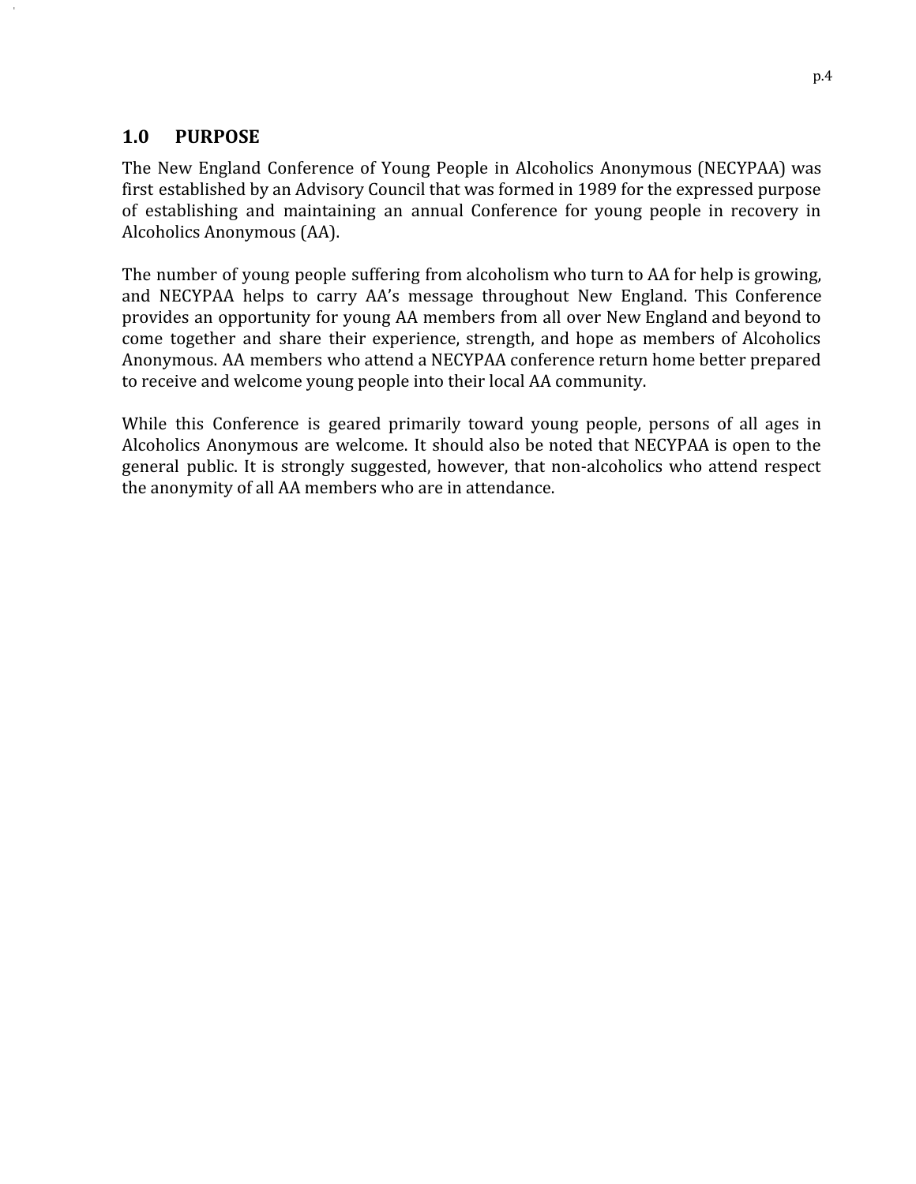## 1.0 PURPOSE

The New England Conference of Young People in Alcoholics Anonymous (NECYPAA) was first established by an Advisory Council that was formed in 1989 for the expressed purpose of establishing and maintaining an annual Conference for young people in recovery in Alcoholics Anonymous (AA).

The number of young people suffering from alcoholism who turn to AA for help is growing, and NECYPAA helps to carry AA's message throughout New England. This Conference provides an opportunity for young AA members from all over New England and beyond to come together and share their experience, strength, and hope as members of Alcoholics Anonymous. AA members who attend a NECYPAA conference return home better prepared to receive and welcome young people into their local AA community.

While this Conference is geared primarily toward young people, persons of all ages in Alcoholics Anonymous are welcome. It should also be noted that NECYPAA is open to the general public. It is strongly suggested, however, that non-alcoholics who attend respect the anonymity of all AA members who are in attendance.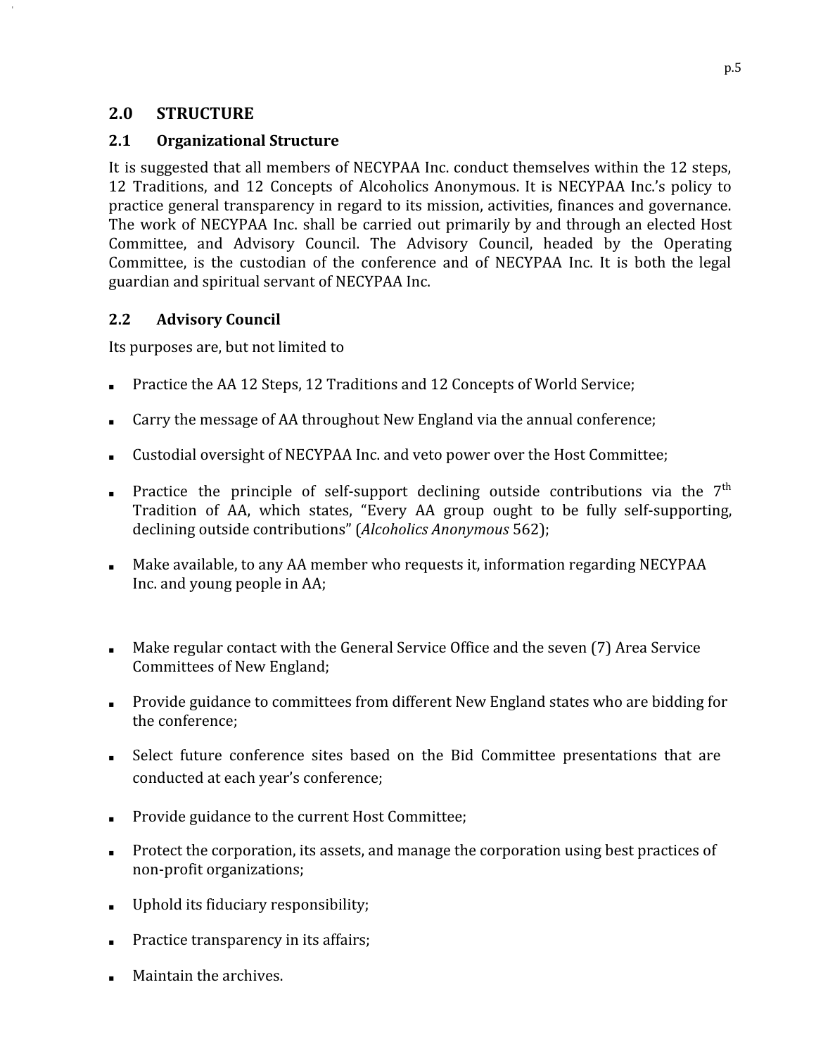## 2.0 STRUCTURE

### 2.1 Organizational Structure

It is suggested that all members of NECYPAA Inc. conduct themselves within the 12 steps, 12 Traditions, and 12 Concepts of Alcoholics Anonymous. It is NECYPAA Inc.'s policy to practice general transparency in regard to its mission, activities, finances and governance. The work of NECYPAA Inc. shall be carried out primarily by and through an elected Host Committee, and Advisory Council. The Advisory Council, headed by the Operating Committee, is the custodian of the conference and of NECYPAA Inc. It is both the legal guardian and spiritual servant of NECYPAA Inc.

### 2.2 Advisory Council

Its purposes are, but not limited to

- Practice the AA 12 Steps, 12 Traditions and 12 Concepts of World Service;
- Carry the message of AA throughout New England via the annual conference;
- Custodial oversight of NECYPAA Inc. and veto power over the Host Committee;
- Practice the principle of self-support declining outside contributions via the 7th Tradition of AA, which states, "Every AA group ought to be fully self-supporting, declining outside contributions" (*Alcoholics Anonymous* 562);
- Make available, to any AA member who requests it, information regarding NECYPAA Inc. and young people in AA;
- Make regular contact with the General Service Office and the seven (7) Area Service Committees of New England;
- Provide guidance to committees from different New England states who are bidding for the conference;
- Select future conference sites based on the Bid Committee presentations that are conducted at each year's conference;
- Provide guidance to the current Host Committee;
- Protect the corporation, its assets, and manage the corporation using best practices of non-profit organizations;
- Uphold its fiduciary responsibility;
- Practice transparency in its affairs;
- Maintain the archives.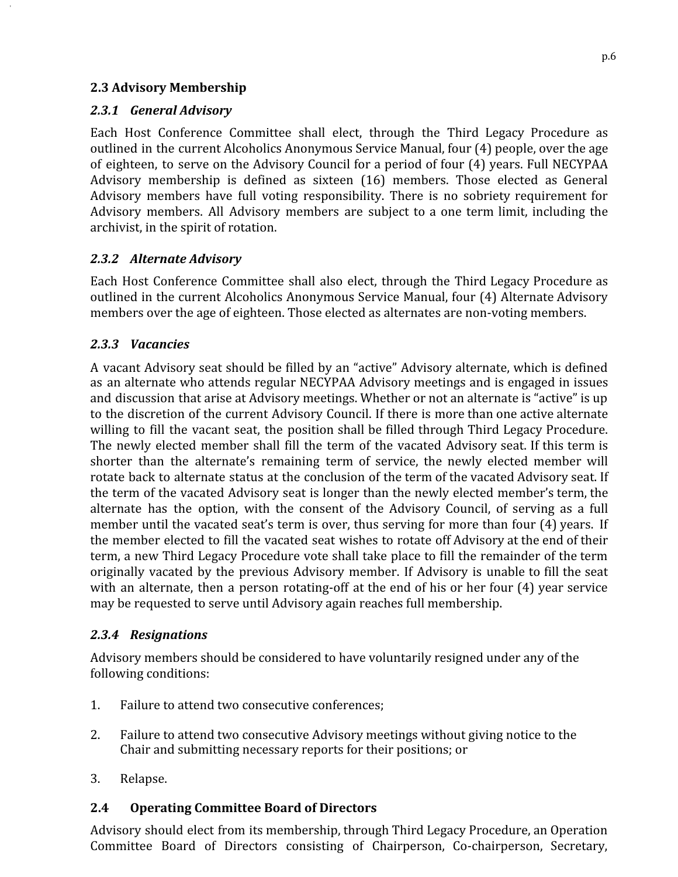## 2.3 Advisory Membership

### *2.3.1 General Advisory*

Each Host Conference Committee shall elect, through the Third Legacy Procedure as outlined in the current Alcoholics Anonymous Service Manual, four (4) people, over the age of eighteen, to serve on the Advisory Council for a period of four (4) years. Full NECYPAA Advisory membership is defined as sixteen (16) members. Those elected as General Advisory members have full voting responsibility. There is no sobriety requirement for Advisory members. All Advisory members are subject to a one term limit, including the archivist, in the spirit of rotation.

### *2.3.2 Alternate Advisory*

Each Host Conference Committee shall also elect, through the Third Legacy Procedure as outlined in the current Alcoholics Anonymous Service Manual, four (4) Alternate Advisory members over the age of eighteen. Those elected as alternates are non-voting members.

### *2.3.3 Vacancies*

A vacant Advisory seat should be filled by an "active" Advisory alternate, which is defined as an alternate who attends regular NECYPAA Advisory meetings and is engaged in issues and discussion that arise at Advisory meetings. Whether or not an alternate is "active" is up to the discretion of the current Advisory Council. If there is more than one active alternate willing to fill the vacant seat, the position shall be filled through Third Legacy Procedure. The newly elected member shall fill the term of the vacated Advisory seat. If this term is shorter than the alternate's remaining term of service, the newly elected member will rotate back to alternate status at the conclusion of the term of the vacated Advisory seat. If the term of the vacated Advisory seat is longer than the newly elected member's term, the alternate has the option, with the consent of the Advisory Council, of serving as a full member until the vacated seat's term is over, thus serving for more than four (4) years. If the member elected to fill the vacated seat wishes to rotate off Advisory at the end of their term, a new Third Legacy Procedure vote shall take place to fill the remainder of the term originally vacated by the previous Advisory member. If Advisory is unable to fill the seat with an alternate, then a person rotating-off at the end of his or her four (4) year service may be requested to serve until Advisory again reaches full membership.

### *2.3.4 Resignations*

Advisory members should be considered to have voluntarily resigned under any of the following conditions:

1. Failure to attend two consecutive conferences;
2. Failure to attend two consecutive Advisory meetings without giving notice to the Chair and submitting necessary reports for their positions; or
3. Relapse.

## 2.4 Operating Committee Board of Directors

Advisory should elect from its membership, through Third Legacy Procedure, an Operation Committee Board of Directors consisting of Chairperson, Co-chairperson, Secretary,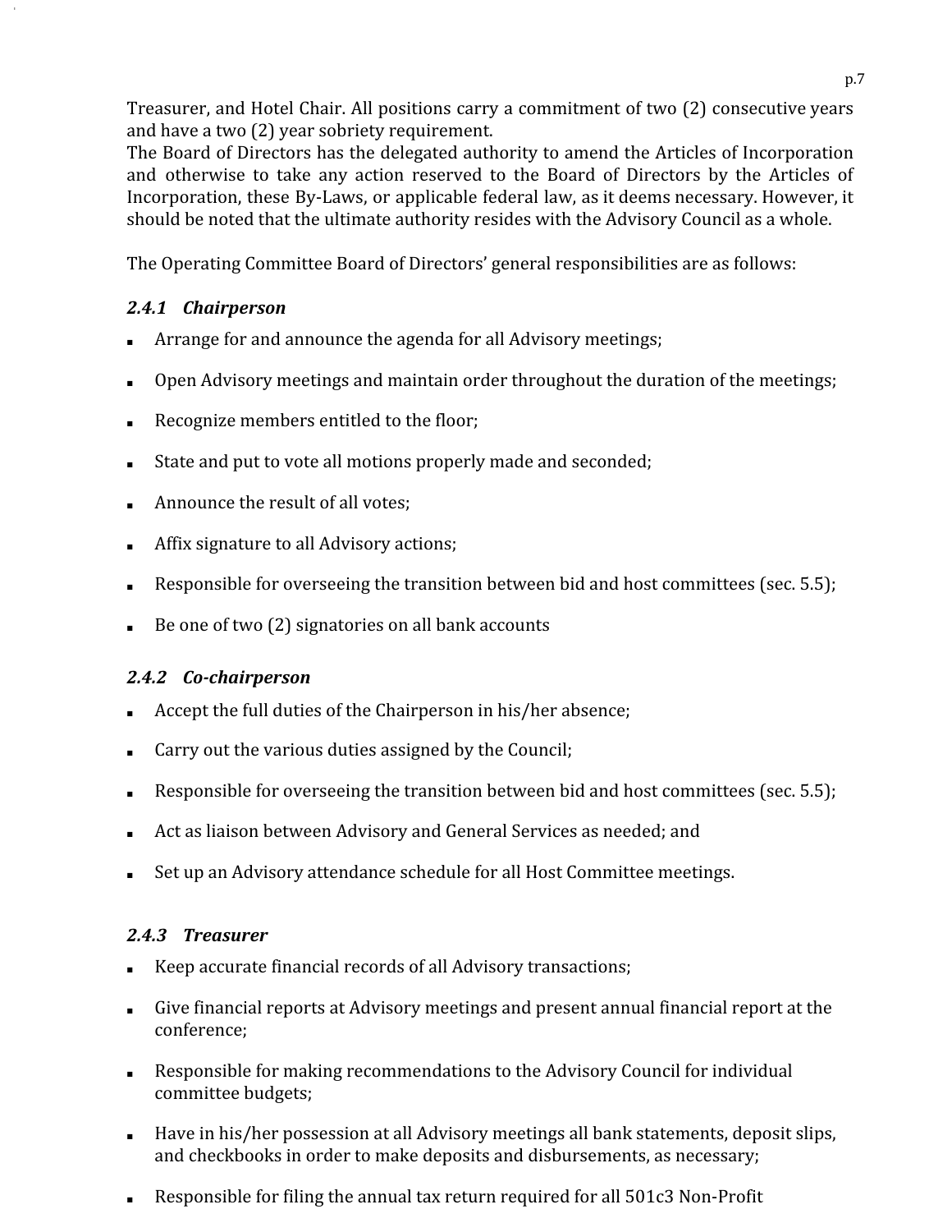Treasurer, and Hotel Chair. All positions carry a commitment of two (2) consecutive years and have a two (2) year sobriety requirement.
The Board of Directors has the delegated authority to amend the Articles of Incorporation and otherwise to take any action reserved to the Board of Directors by the Articles of Incorporation, these By-Laws, or applicable federal law, as it deems necessary. However, it should be noted that the ultimate authority resides with the Advisory Council as a whole.

The Operating Committee Board of Directors' general responsibilities are as follows:

### *2.4.1 Chairperson*

- Arrange for and announce the agenda for all Advisory meetings;
- Open Advisory meetings and maintain order throughout the duration of the meetings;
- Recognize members entitled to the floor;
- State and put to vote all motions properly made and seconded;
- Announce the result of all votes;
- Affix signature to all Advisory actions;
- Responsible for overseeing the transition between bid and host committees (sec. 5.5);
- Be one of two (2) signatories on all bank accounts

### *2.4.2 Co-chairperson*

- Accept the full duties of the Chairperson in his/her absence;
- Carry out the various duties assigned by the Council;
- Responsible for overseeing the transition between bid and host committees (sec. 5.5);
- Act as liaison between Advisory and General Services as needed; and
- Set up an Advisory attendance schedule for all Host Committee meetings.

### *2.4.3 Treasurer*

- Keep accurate financial records of all Advisory transactions;
- Give financial reports at Advisory meetings and present annual financial report at the conference;
- Responsible for making recommendations to the Advisory Council for individual committee budgets;
- Have in his/her possession at all Advisory meetings all bank statements, deposit slips, and checkbooks in order to make deposits and disbursements, as necessary;
- Responsible for filing the annual tax return required for all 501c3 Non-Profit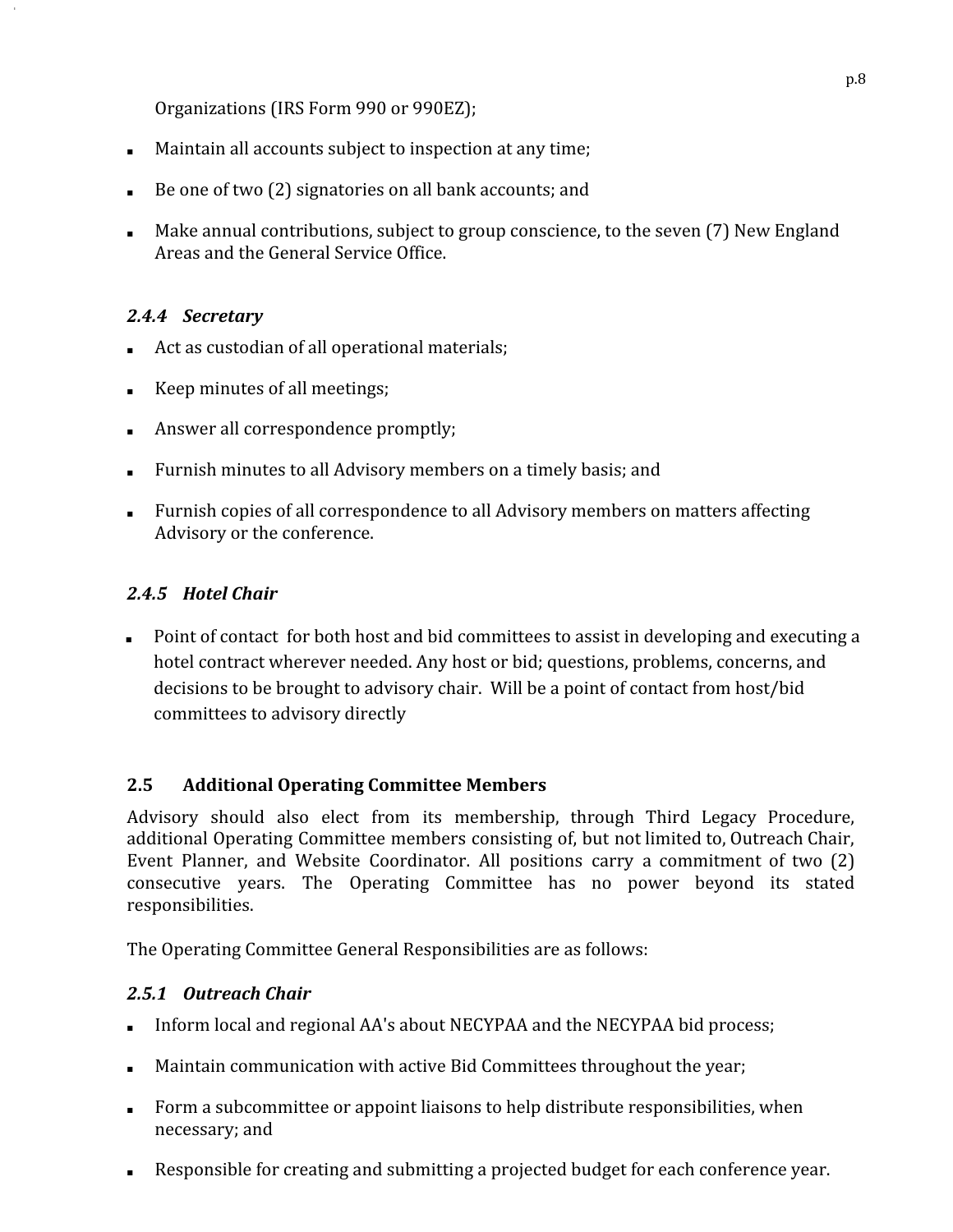Organizations (IRS Form 990 or 990EZ);

- Maintain all accounts subject to inspection at any time;
- Be one of two (2) signatories on all bank accounts; and
- Make annual contributions, subject to group conscience, to the seven (7) New England Areas and the General Service Office.

#### *2.4.4 Secretary*

- Act as custodian of all operational materials;
- Keep minutes of all meetings;
- Answer all correspondence promptly;
- Furnish minutes to all Advisory members on a timely basis; and
- Furnish copies of all correspondence to all Advisory members on matters affecting Advisory or the conference.

#### *2.4.5 Hotel Chair*

- Point of contact for both host and bid committees to assist in developing and executing a hotel contract wherever needed. Any host or bid; questions, problems, concerns, and decisions to be brought to advisory chair. Will be a point of contact from host/bid committees to advisory directly

### 2.5 Additional Operating Committee Members

Advisory should also elect from its membership, through Third Legacy Procedure, additional Operating Committee members consisting of, but not limited to, Outreach Chair, Event Planner, and Website Coordinator. All positions carry a commitment of two (2) consecutive years. The Operating Committee has no power beyond its stated responsibilities.

The Operating Committee General Responsibilities are as follows:

#### *2.5.1 Outreach Chair*

- Inform local and regional AA's about NECYPAA and the NECYPAA bid process;
- Maintain communication with active Bid Committees throughout the year;
- Form a subcommittee or appoint liaisons to help distribute responsibilities, when necessary; and
- Responsible for creating and submitting a projected budget for each conference year.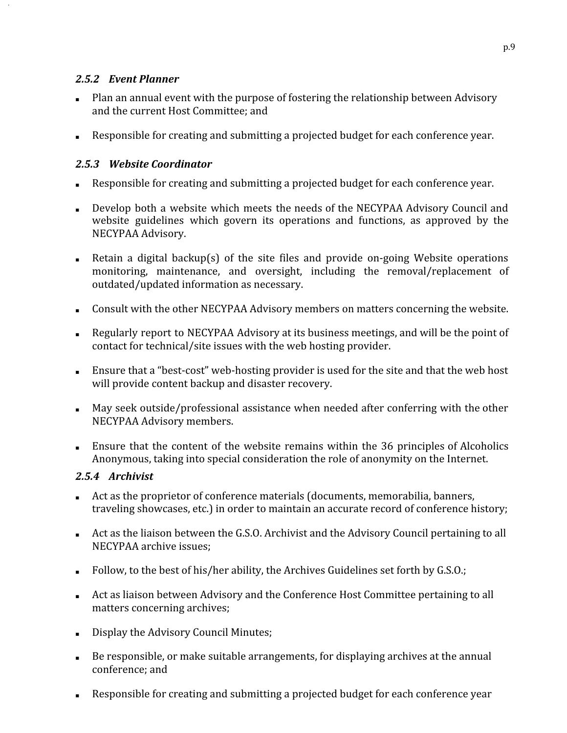#### *2.5.2 Event Planner*

- Plan an annual event with the purpose of fostering the relationship between Advisory and the current Host Committee; and
- Responsible for creating and submitting a projected budget for each conference year.

#### *2.5.3 Website Coordinator*

- Responsible for creating and submitting a projected budget for each conference year.
- Develop both a website which meets the needs of the NECYPAA Advisory Council and website guidelines which govern its operations and functions, as approved by the NECYPAA Advisory.
- Retain a digital backup(s) of the site files and provide on-going Website operations monitoring, maintenance, and oversight, including the removal/replacement of outdated/updated information as necessary.
- Consult with the other NECYPAA Advisory members on matters concerning the website.
- Regularly report to NECYPAA Advisory at its business meetings, and will be the point of contact for technical/site issues with the web hosting provider.
- Ensure that a "best-cost" web-hosting provider is used for the site and that the web host will provide content backup and disaster recovery.
- May seek outside/professional assistance when needed after conferring with the other NECYPAA Advisory members.
- Ensure that the content of the website remains within the 36 principles of Alcoholics Anonymous, taking into special consideration the role of anonymity on the Internet.

#### *2.5.4 Archivist*

- Act as the proprietor of conference materials (documents, memorabilia, banners, traveling showcases, etc.) in order to maintain an accurate record of conference history;
- Act as the liaison between the G.S.O. Archivist and the Advisory Council pertaining to all NECYPAA archive issues;
- Follow, to the best of his/her ability, the Archives Guidelines set forth by G.S.O.;
- Act as liaison between Advisory and the Conference Host Committee pertaining to all matters concerning archives;
- Display the Advisory Council Minutes;
- Be responsible, or make suitable arrangements, for displaying archives at the annual conference; and
- Responsible for creating and submitting a projected budget for each conference year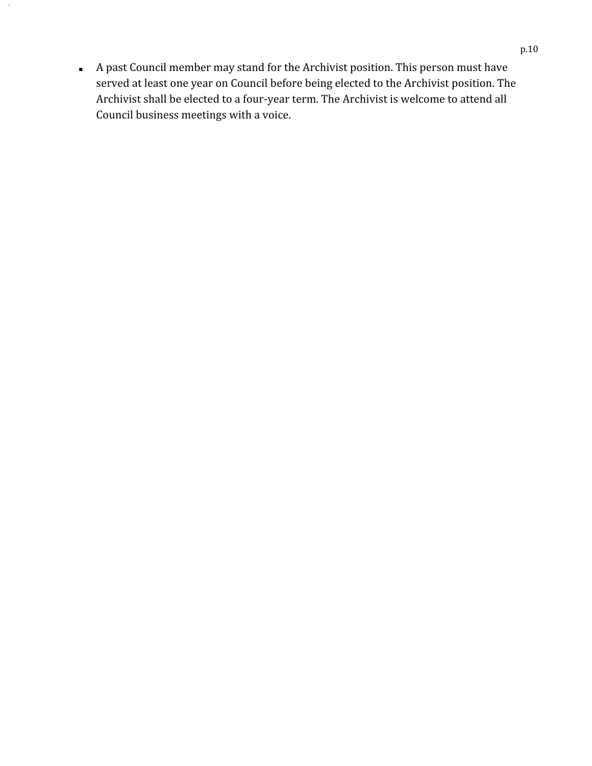- A past Council member may stand for the Archivist position. This person must have served at least one year on Council before being elected to the Archivist position. The Archivist shall be elected to a four-year term. The Archivist is welcome to attend all Council business meetings with a voice.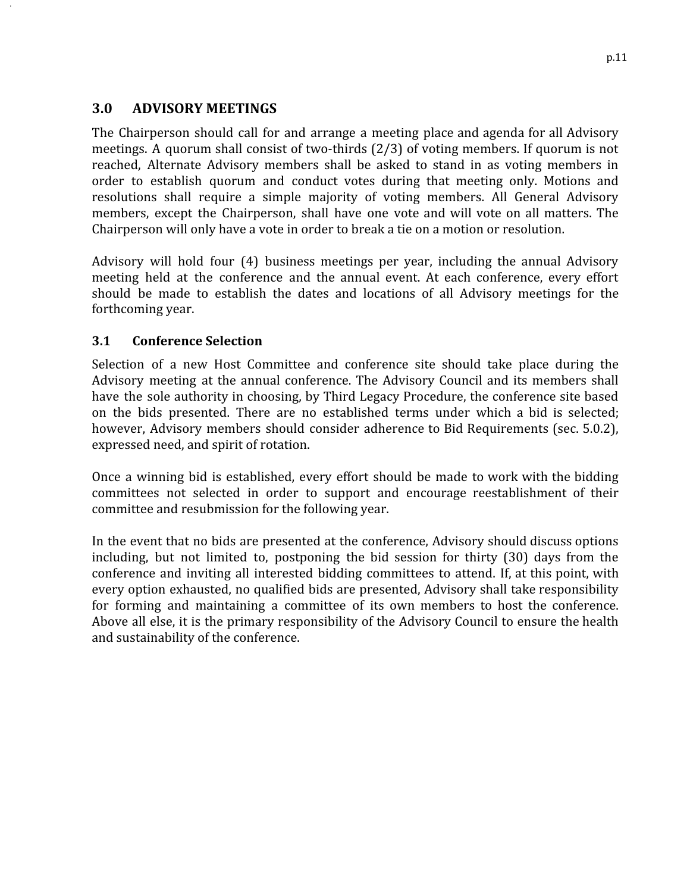## 3.0 ADVISORY MEETINGS

The Chairperson should call for and arrange a meeting place and agenda for all Advisory meetings. A quorum shall consist of two-thirds (2/3) of voting members. If quorum is not reached, Alternate Advisory members shall be asked to stand in as voting members in order to establish quorum and conduct votes during that meeting only. Motions and resolutions shall require a simple majority of voting members. All General Advisory members, except the Chairperson, shall have one vote and will vote on all matters. The Chairperson will only have a vote in order to break a tie on a motion or resolution.

Advisory will hold four (4) business meetings per year, including the annual Advisory meeting held at the conference and the annual event. At each conference, every effort should be made to establish the dates and locations of all Advisory meetings for the forthcoming year.

### 3.1 Conference Selection

Selection of a new Host Committee and conference site should take place during the Advisory meeting at the annual conference. The Advisory Council and its members shall have the sole authority in choosing, by Third Legacy Procedure, the conference site based on the bids presented. There are no established terms under which a bid is selected; however, Advisory members should consider adherence to Bid Requirements (sec. 5.0.2), expressed need, and spirit of rotation.

Once a winning bid is established, every effort should be made to work with the bidding committees not selected in order to support and encourage reestablishment of their committee and resubmission for the following year.

In the event that no bids are presented at the conference, Advisory should discuss options including, but not limited to, postponing the bid session for thirty (30) days from the conference and inviting all interested bidding committees to attend. If, at this point, with every option exhausted, no qualified bids are presented, Advisory shall take responsibility for forming and maintaining a committee of its own members to host the conference. Above all else, it is the primary responsibility of the Advisory Council to ensure the health and sustainability of the conference.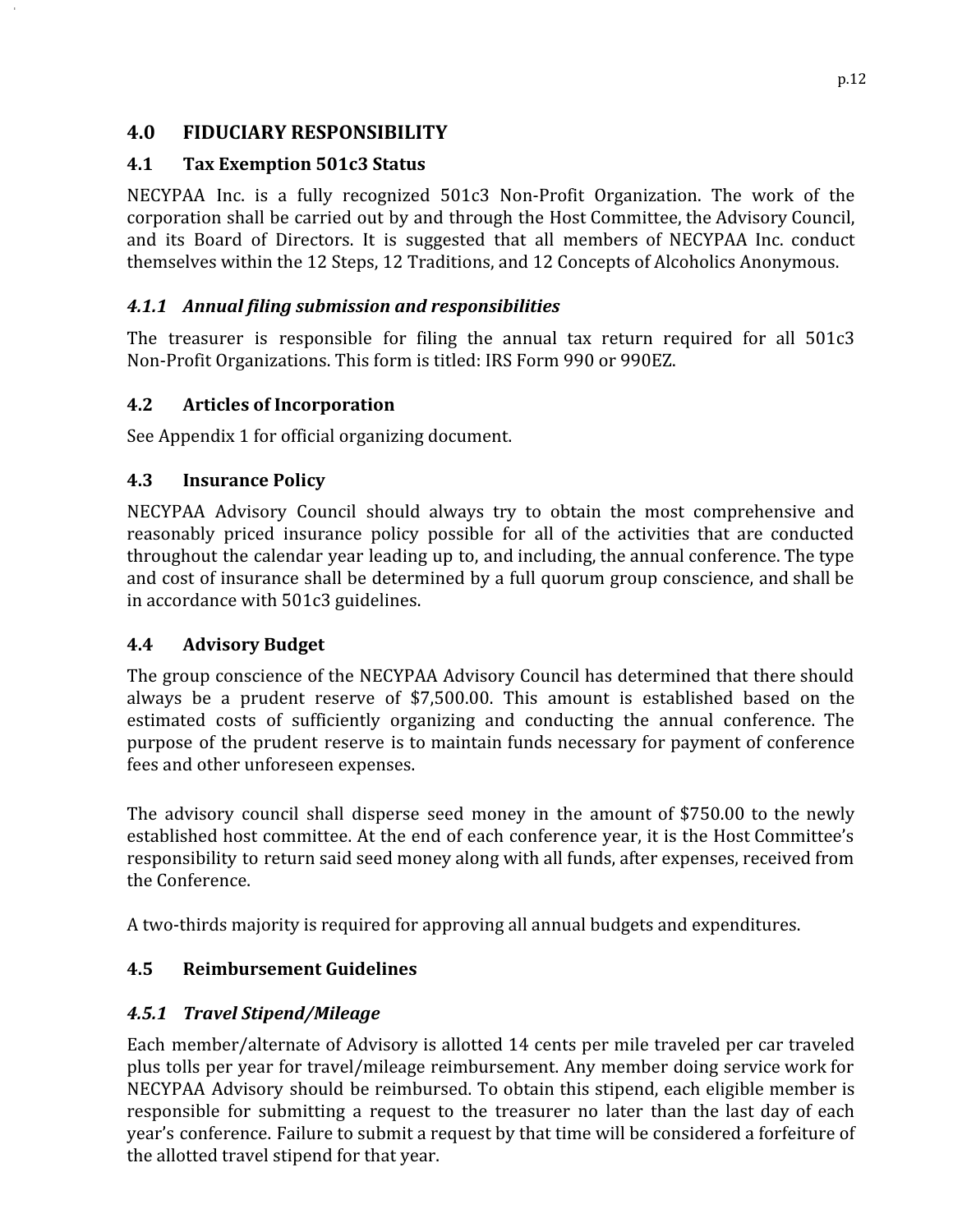## 4.0 FIDUCIARY RESPONSIBILITY

### 4.1 Tax Exemption 501c3 Status

NECYPAA Inc. is a fully recognized 501c3 Non-Profit Organization. The work of the corporation shall be carried out by and through the Host Committee, the Advisory Council, and its Board of Directors. It is suggested that all members of NECYPAA Inc. conduct themselves within the 12 Steps, 12 Traditions, and 12 Concepts of Alcoholics Anonymous.

#### *4.1.1 Annual filing submission and responsibilities*

The treasurer is responsible for filing the annual tax return required for all 501c3 Non-Profit Organizations. This form is titled: IRS Form 990 or 990EZ.

### 4.2 Articles of Incorporation

See Appendix 1 for official organizing document.

### 4.3 Insurance Policy

NECYPAA Advisory Council should always try to obtain the most comprehensive and reasonably priced insurance policy possible for all of the activities that are conducted throughout the calendar year leading up to, and including, the annual conference. The type and cost of insurance shall be determined by a full quorum group conscience, and shall be in accordance with 501c3 guidelines.

### 4.4 Advisory Budget

The group conscience of the NECYPAA Advisory Council has determined that there should always be a prudent reserve of $7,500.00. This amount is established based on the estimated costs of sufficiently organizing and conducting the annual conference. The purpose of the prudent reserve is to maintain funds necessary for payment of conference fees and other unforeseen expenses.

The advisory council shall disperse seed money in the amount of $750.00 to the newly established host committee. At the end of each conference year, it is the Host Committee's responsibility to return said seed money along with all funds, after expenses, received from the Conference.

A two-thirds majority is required for approving all annual budgets and expenditures.

### 4.5 Reimbursement Guidelines

#### *4.5.1 Travel Stipend/Mileage*

Each member/alternate of Advisory is allotted 14 cents per mile traveled per car traveled plus tolls per year for travel/mileage reimbursement. Any member doing service work for NECYPAA Advisory should be reimbursed. To obtain this stipend, each eligible member is responsible for submitting a request to the treasurer no later than the last day of each year's conference. Failure to submit a request by that time will be considered a forfeiture of the allotted travel stipend for that year.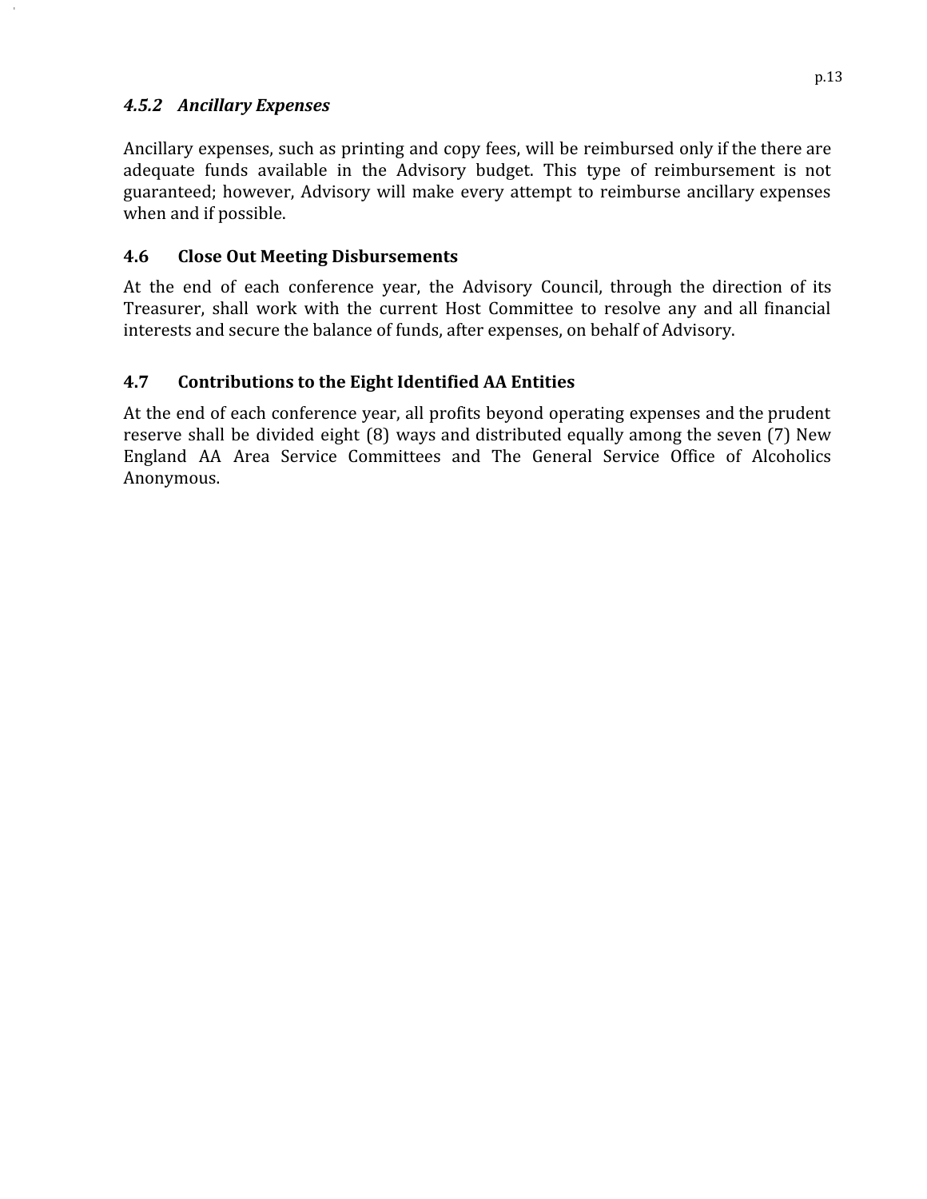#### *4.5.2 Ancillary Expenses*

Ancillary expenses, such as printing and copy fees, will be reimbursed only if the there are adequate funds available in the Advisory budget. This type of reimbursement is not guaranteed; however, Advisory will make every attempt to reimburse ancillary expenses when and if possible.

### 4.6 Close Out Meeting Disbursements

At the end of each conference year, the Advisory Council, through the direction of its Treasurer, shall work with the current Host Committee to resolve any and all financial interests and secure the balance of funds, after expenses, on behalf of Advisory.

### 4.7 Contributions to the Eight Identified AA Entities

At the end of each conference year, all profits beyond operating expenses and the prudent reserve shall be divided eight (8) ways and distributed equally among the seven (7) New England AA Area Service Committees and The General Service Office of Alcoholics Anonymous.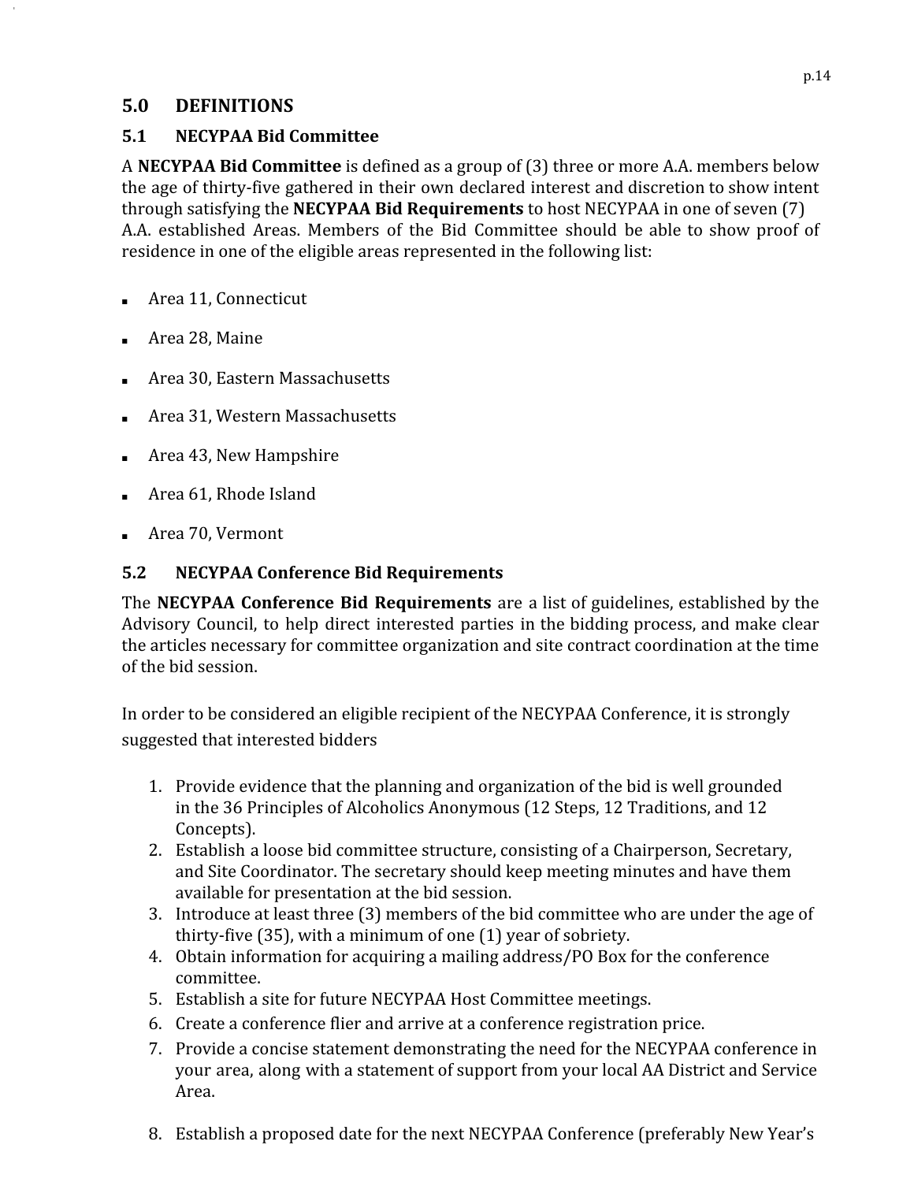## 5.0 DEFINITIONS

### 5.1 NECYPAA Bid Committee

A **NECYPAA Bid Committee** is defined as a group of (3) three or more A.A. members below the age of thirty-five gathered in their own declared interest and discretion to show intent through satisfying the **NECYPAA Bid Requirements** to host NECYPAA in one of seven (7) A.A. established Areas. Members of the Bid Committee should be able to show proof of residence in one of the eligible areas represented in the following list:

- Area 11, Connecticut
- Area 28, Maine
- Area 30, Eastern Massachusetts
- Area 31, Western Massachusetts
- Area 43, New Hampshire
- Area 61, Rhode Island
- Area 70, Vermont

### 5.2 NECYPAA Conference Bid Requirements

The **NECYPAA Conference Bid Requirements** are a list of guidelines, established by the Advisory Council, to help direct interested parties in the bidding process, and make clear the articles necessary for committee organization and site contract coordination at the time of the bid session.

In order to be considered an eligible recipient of the NECYPAA Conference, it is strongly suggested that interested bidders

1. Provide evidence that the planning and organization of the bid is well grounded in the 36 Principles of Alcoholics Anonymous (12 Steps, 12 Traditions, and 12 Concepts).
2. Establish a loose bid committee structure, consisting of a Chairperson, Secretary, and Site Coordinator. The secretary should keep meeting minutes and have them available for presentation at the bid session.
3. Introduce at least three (3) members of the bid committee who are under the age of thirty-five (35), with a minimum of one (1) year of sobriety.
4. Obtain information for acquiring a mailing address/PO Box for the conference committee.
5. Establish a site for future NECYPAA Host Committee meetings.
6. Create a conference flier and arrive at a conference registration price.
7. Provide a concise statement demonstrating the need for the NECYPAA conference in your area, along with a statement of support from your local AA District and Service Area.
8. Establish a proposed date for the next NECYPAA Conference (preferably New Year's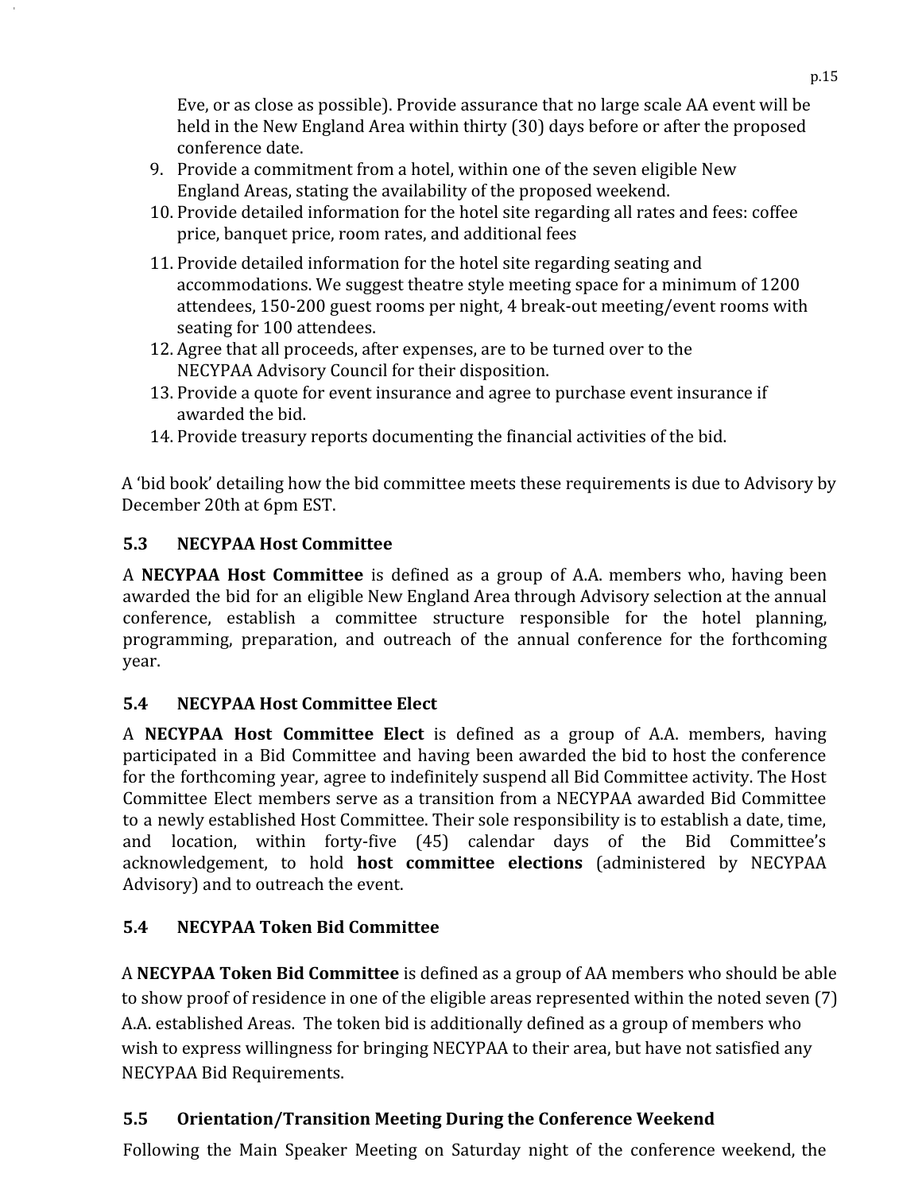Eve, or as close as possible). Provide assurance that no large scale AA event will be held in the New England Area within thirty (30) days before or after the proposed conference date.

9. Provide a commitment from a hotel, within one of the seven eligible New England Areas, stating the availability of the proposed weekend.
10. Provide detailed information for the hotel site regarding all rates and fees: coffee price, banquet price, room rates, and additional fees
11. Provide detailed information for the hotel site regarding seating and accommodations. We suggest theatre style meeting space for a minimum of 1200 attendees, 150-200 guest rooms per night, 4 break-out meeting/event rooms with seating for 100 attendees.
12. Agree that all proceeds, after expenses, are to be turned over to the NECYPAA Advisory Council for their disposition.
13. Provide a quote for event insurance and agree to purchase event insurance if awarded the bid.
14. Provide treasury reports documenting the financial activities of the bid.

A 'bid book' detailing how the bid committee meets these requirements is due to Advisory by December 20th at 6pm EST.

### 5.3 NECYPAA Host Committee

A **NECYPAA Host Committee** is defined as a group of A.A. members who, having been awarded the bid for an eligible New England Area through Advisory selection at the annual conference, establish a committee structure responsible for the hotel planning, programming, preparation, and outreach of the annual conference for the forthcoming year.

### 5.4 NECYPAA Host Committee Elect

A **NECYPAA Host Committee Elect** is defined as a group of A.A. members, having participated in a Bid Committee and having been awarded the bid to host the conference for the forthcoming year, agree to indefinitely suspend all Bid Committee activity. The Host Committee Elect members serve as a transition from a NECYPAA awarded Bid Committee to a newly established Host Committee. Their sole responsibility is to establish a date, time, and location, within forty-five (45) calendar days of the Bid Committee's acknowledgement, to hold **host committee elections** (administered by NECYPAA Advisory) and to outreach the event.

### 5.4 NECYPAA Token Bid Committee

A **NECYPAA Token Bid Committee** is defined as a group of AA members who should be able to show proof of residence in one of the eligible areas represented within the noted seven (7) A.A. established Areas. The token bid is additionally defined as a group of members who wish to express willingness for bringing NECYPAA to their area, but have not satisfied any NECYPAA Bid Requirements.

### 5.5 Orientation/Transition Meeting During the Conference Weekend

Following the Main Speaker Meeting on Saturday night of the conference weekend, the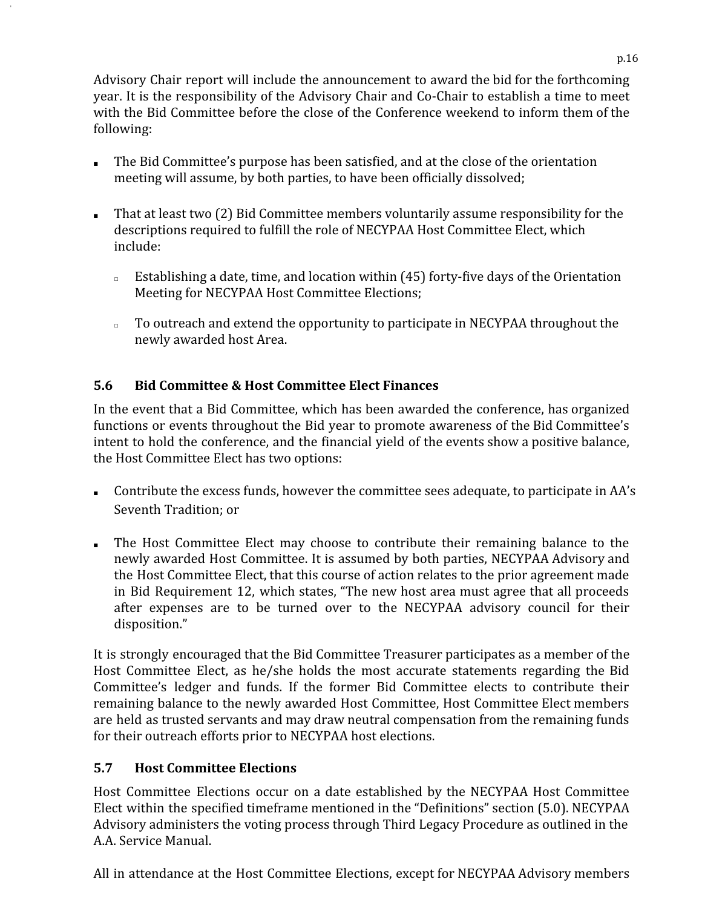Advisory Chair report will include the announcement to award the bid for the forthcoming year. It is the responsibility of the Advisory Chair and Co-Chair to establish a time to meet with the Bid Committee before the close of the Conference weekend to inform them of the following:

- The Bid Committee's purpose has been satisfied, and at the close of the orientation meeting will assume, by both parties, to have been officially dissolved;

- That at least two (2) Bid Committee members voluntarily assume responsibility for the descriptions required to fulfill the role of NECYPAA Host Committee Elect, which include:

  - Establishing a date, time, and location within (45) forty-five days of the Orientation Meeting for NECYPAA Host Committee Elections;

  - To outreach and extend the opportunity to participate in NECYPAA throughout the newly awarded host Area.

## 5.6 Bid Committee & Host Committee Elect Finances

In the event that a Bid Committee, which has been awarded the conference, has organized functions or events throughout the Bid year to promote awareness of the Bid Committee's intent to hold the conference, and the financial yield of the events show a positive balance, the Host Committee Elect has two options:

- Contribute the excess funds, however the committee sees adequate, to participate in AA's Seventh Tradition; or

- The Host Committee Elect may choose to contribute their remaining balance to the newly awarded Host Committee. It is assumed by both parties, NECYPAA Advisory and the Host Committee Elect, that this course of action relates to the prior agreement made in Bid Requirement 12, which states, "The new host area must agree that all proceeds after expenses are to be turned over to the NECYPAA advisory council for their disposition."

It is strongly encouraged that the Bid Committee Treasurer participates as a member of the Host Committee Elect, as he/she holds the most accurate statements regarding the Bid Committee's ledger and funds. If the former Bid Committee elects to contribute their remaining balance to the newly awarded Host Committee, Host Committee Elect members are held as trusted servants and may draw neutral compensation from the remaining funds for their outreach efforts prior to NECYPAA host elections.

## 5.7 Host Committee Elections

Host Committee Elections occur on a date established by the NECYPAA Host Committee Elect within the specified timeframe mentioned in the "Definitions" section (5.0). NECYPAA Advisory administers the voting process through Third Legacy Procedure as outlined in the A.A. Service Manual.

All in attendance at the Host Committee Elections, except for NECYPAA Advisory members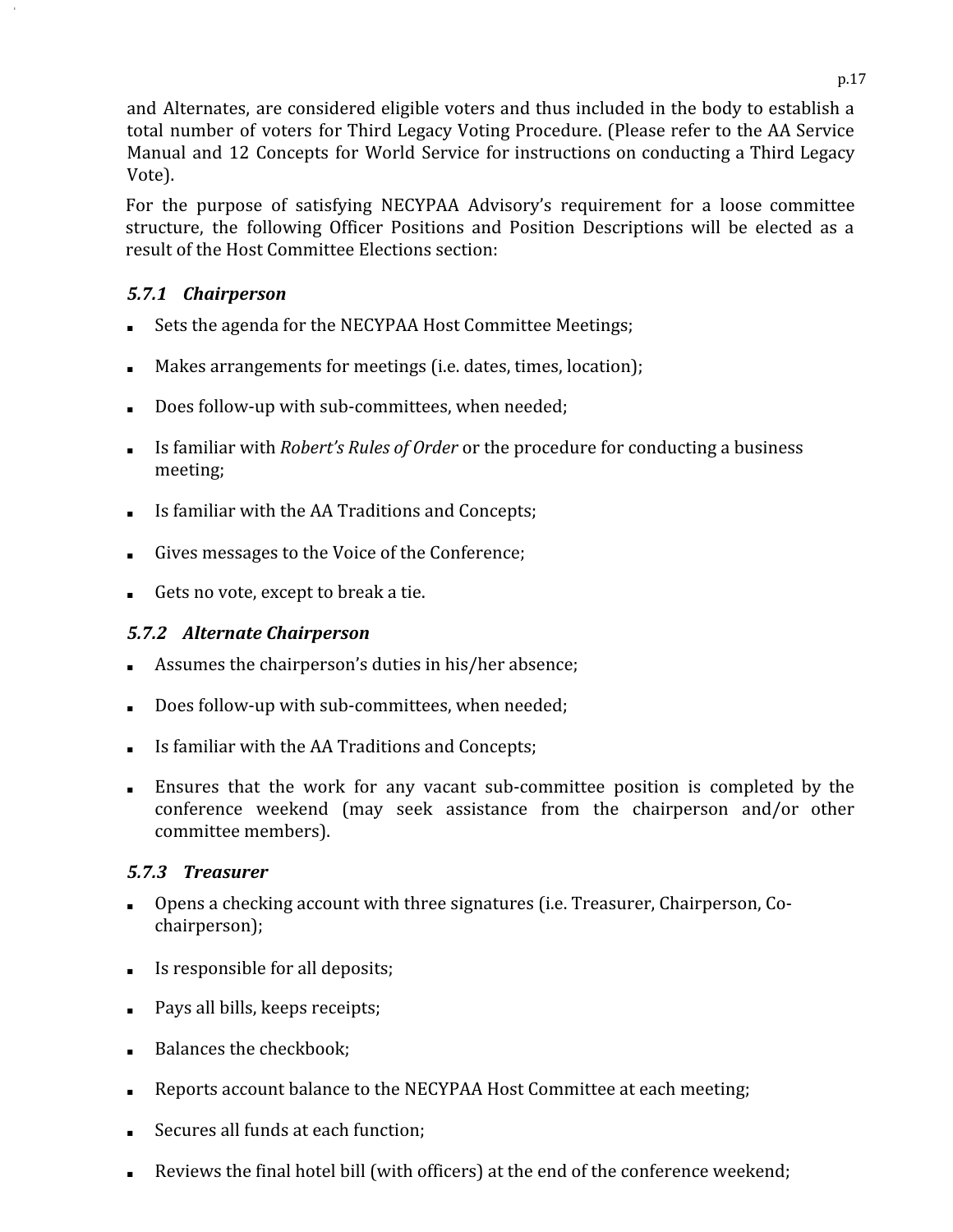and Alternates, are considered eligible voters and thus included in the body to establish a total number of voters for Third Legacy Voting Procedure. (Please refer to the AA Service Manual and 12 Concepts for World Service for instructions on conducting a Third Legacy Vote).

For the purpose of satisfying NECYPAA Advisory's requirement for a loose committee structure, the following Officer Positions and Position Descriptions will be elected as a result of the Host Committee Elections section:

### *5.7.1 Chairperson*

- Sets the agenda for the NECYPAA Host Committee Meetings;
- Makes arrangements for meetings (i.e. dates, times, location);
- Does follow-up with sub-committees, when needed;
- Is familiar with *Robert's Rules of Order* or the procedure for conducting a business meeting;
- Is familiar with the AA Traditions and Concepts;
- Gives messages to the Voice of the Conference;
- Gets no vote, except to break a tie.

### *5.7.2 Alternate Chairperson*

- Assumes the chairperson's duties in his/her absence;
- Does follow-up with sub-committees, when needed;
- Is familiar with the AA Traditions and Concepts;
- Ensures that the work for any vacant sub-committee position is completed by the conference weekend (may seek assistance from the chairperson and/or other committee members).

### *5.7.3 Treasurer*

- Opens a checking account with three signatures (i.e. Treasurer, Chairperson, Co-chairperson);
- Is responsible for all deposits;
- Pays all bills, keeps receipts;
- Balances the checkbook;
- Reports account balance to the NECYPAA Host Committee at each meeting;
- Secures all funds at each function;
- Reviews the final hotel bill (with officers) at the end of the conference weekend;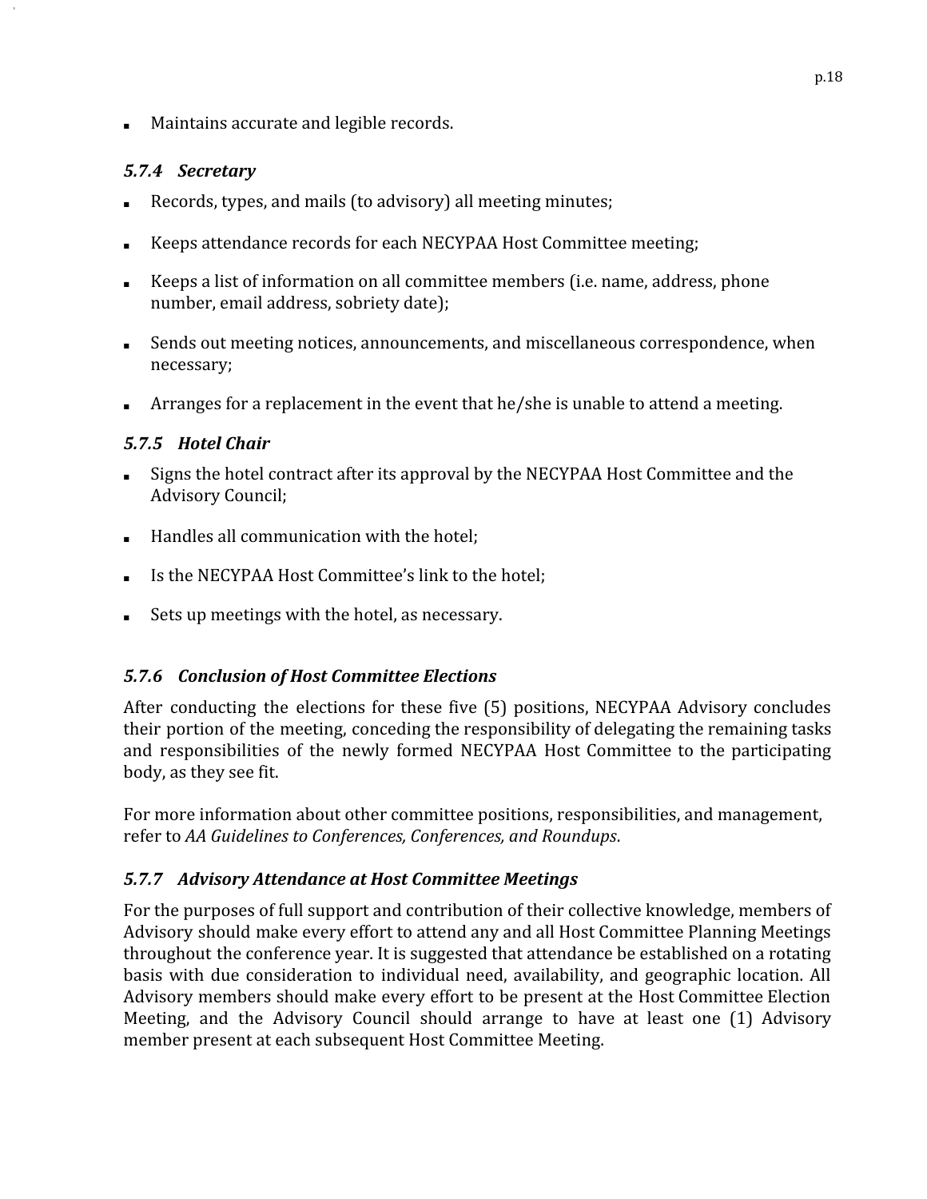- Maintains accurate and legible records.

#### *5.7.4 Secretary*

- Records, types, and mails (to advisory) all meeting minutes;
- Keeps attendance records for each NECYPAA Host Committee meeting;
- Keeps a list of information on all committee members (i.e. name, address, phone number, email address, sobriety date);
- Sends out meeting notices, announcements, and miscellaneous correspondence, when necessary;
- Arranges for a replacement in the event that he/she is unable to attend a meeting.

#### *5.7.5 Hotel Chair*

- Signs the hotel contract after its approval by the NECYPAA Host Committee and the Advisory Council;
- Handles all communication with the hotel;
- Is the NECYPAA Host Committee's link to the hotel;
- Sets up meetings with the hotel, as necessary.

#### *5.7.6 Conclusion of Host Committee Elections*

After conducting the elections for these five (5) positions, NECYPAA Advisory concludes their portion of the meeting, conceding the responsibility of delegating the remaining tasks and responsibilities of the newly formed NECYPAA Host Committee to the participating body, as they see fit.

For more information about other committee positions, responsibilities, and management, refer to *AA Guidelines to Conferences, Conferences, and Roundups*.

#### *5.7.7 Advisory Attendance at Host Committee Meetings*

For the purposes of full support and contribution of their collective knowledge, members of Advisory should make every effort to attend any and all Host Committee Planning Meetings throughout the conference year. It is suggested that attendance be established on a rotating basis with due consideration to individual need, availability, and geographic location. All Advisory members should make every effort to be present at the Host Committee Election Meeting, and the Advisory Council should arrange to have at least one (1) Advisory member present at each subsequent Host Committee Meeting.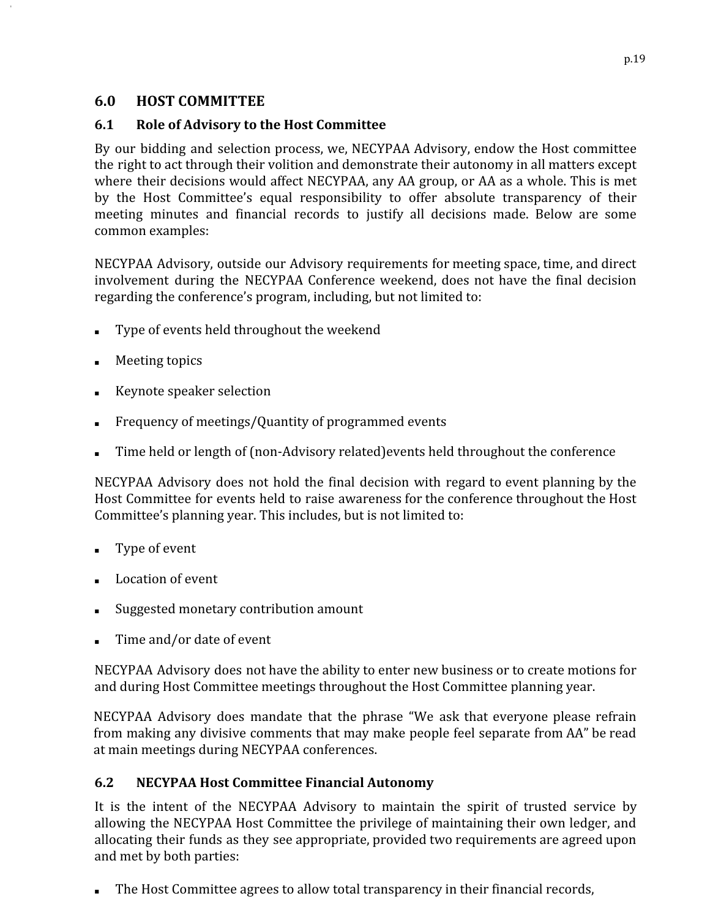## 6.0 HOST COMMITTEE

### 6.1 Role of Advisory to the Host Committee

By our bidding and selection process, we, NECYPAA Advisory, endow the Host committee the right to act through their volition and demonstrate their autonomy in all matters except where their decisions would affect NECYPAA, any AA group, or AA as a whole. This is met by the Host Committee's equal responsibility to offer absolute transparency of their meeting minutes and financial records to justify all decisions made. Below are some common examples:

NECYPAA Advisory, outside our Advisory requirements for meeting space, time, and direct involvement during the NECYPAA Conference weekend, does not have the final decision regarding the conference's program, including, but not limited to:

- Type of events held throughout the weekend
- Meeting topics
- Keynote speaker selection
- Frequency of meetings/Quantity of programmed events
- Time held or length of (non-Advisory related)events held throughout the conference

NECYPAA Advisory does not hold the final decision with regard to event planning by the Host Committee for events held to raise awareness for the conference throughout the Host Committee's planning year. This includes, but is not limited to:

- Type of event
- Location of event
- Suggested monetary contribution amount
- Time and/or date of event

NECYPAA Advisory does not have the ability to enter new business or to create motions for and during Host Committee meetings throughout the Host Committee planning year.

NECYPAA Advisory does mandate that the phrase "We ask that everyone please refrain from making any divisive comments that may make people feel separate from AA" be read at main meetings during NECYPAA conferences.

### 6.2 NECYPAA Host Committee Financial Autonomy

It is the intent of the NECYPAA Advisory to maintain the spirit of trusted service by allowing the NECYPAA Host Committee the privilege of maintaining their own ledger, and allocating their funds as they see appropriate, provided two requirements are agreed upon and met by both parties:

- The Host Committee agrees to allow total transparency in their financial records,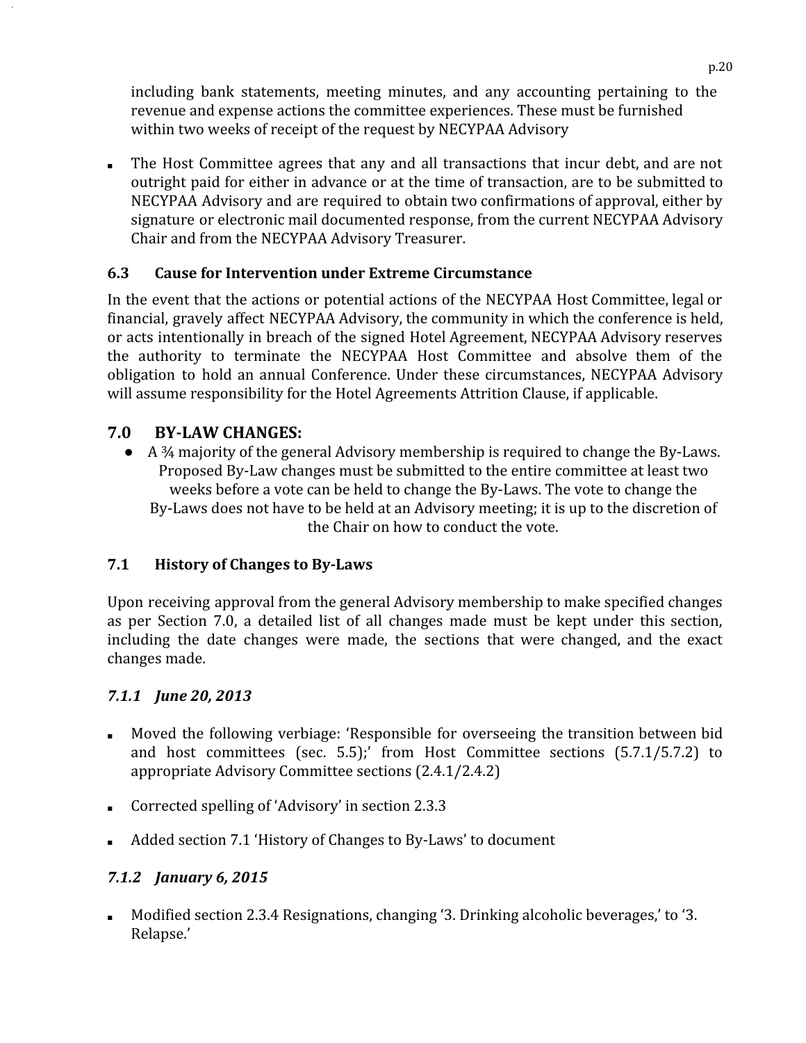including bank statements, meeting minutes, and any accounting pertaining to the revenue and expense actions the committee experiences. These must be furnished within two weeks of receipt of the request by NECYPAA Advisory

- The Host Committee agrees that any and all transactions that incur debt, and are not outright paid for either in advance or at the time of transaction, are to be submitted to NECYPAA Advisory and are required to obtain two confirmations of approval, either by signature or electronic mail documented response, from the current NECYPAA Advisory Chair and from the NECYPAA Advisory Treasurer.

### 6.3 Cause for Intervention under Extreme Circumstance

In the event that the actions or potential actions of the NECYPAA Host Committee, legal or financial, gravely affect NECYPAA Advisory, the community in which the conference is held, or acts intentionally in breach of the signed Hotel Agreement, NECYPAA Advisory reserves the authority to terminate the NECYPAA Host Committee and absolve them of the obligation to hold an annual Conference. Under these circumstances, NECYPAA Advisory will assume responsibility for the Hotel Agreements Attrition Clause, if applicable.

## 7.0 BY-LAW CHANGES:

- A ¾ majority of the general Advisory membership is required to change the By-Laws. Proposed By-Law changes must be submitted to the entire committee at least two weeks before a vote can be held to change the By-Laws. The vote to change the By-Laws does not have to be held at an Advisory meeting; it is up to the discretion of the Chair on how to conduct the vote.

### 7.1 History of Changes to By-Laws

Upon receiving approval from the general Advisory membership to make specified changes as per Section 7.0, a detailed list of all changes made must be kept under this section, including the date changes were made, the sections that were changed, and the exact changes made.

#### *7.1.1 June 20, 2013*

- Moved the following verbiage: 'Responsible for overseeing the transition between bid and host committees (sec. 5.5);' from Host Committee sections (5.7.1/5.7.2) to appropriate Advisory Committee sections (2.4.1/2.4.2)

- Corrected spelling of 'Advisory' in section 2.3.3

- Added section 7.1 'History of Changes to By-Laws' to document

#### *7.1.2 January 6, 2015*

- Modified section 2.3.4 Resignations, changing '3. Drinking alcoholic beverages,' to '3. Relapse.'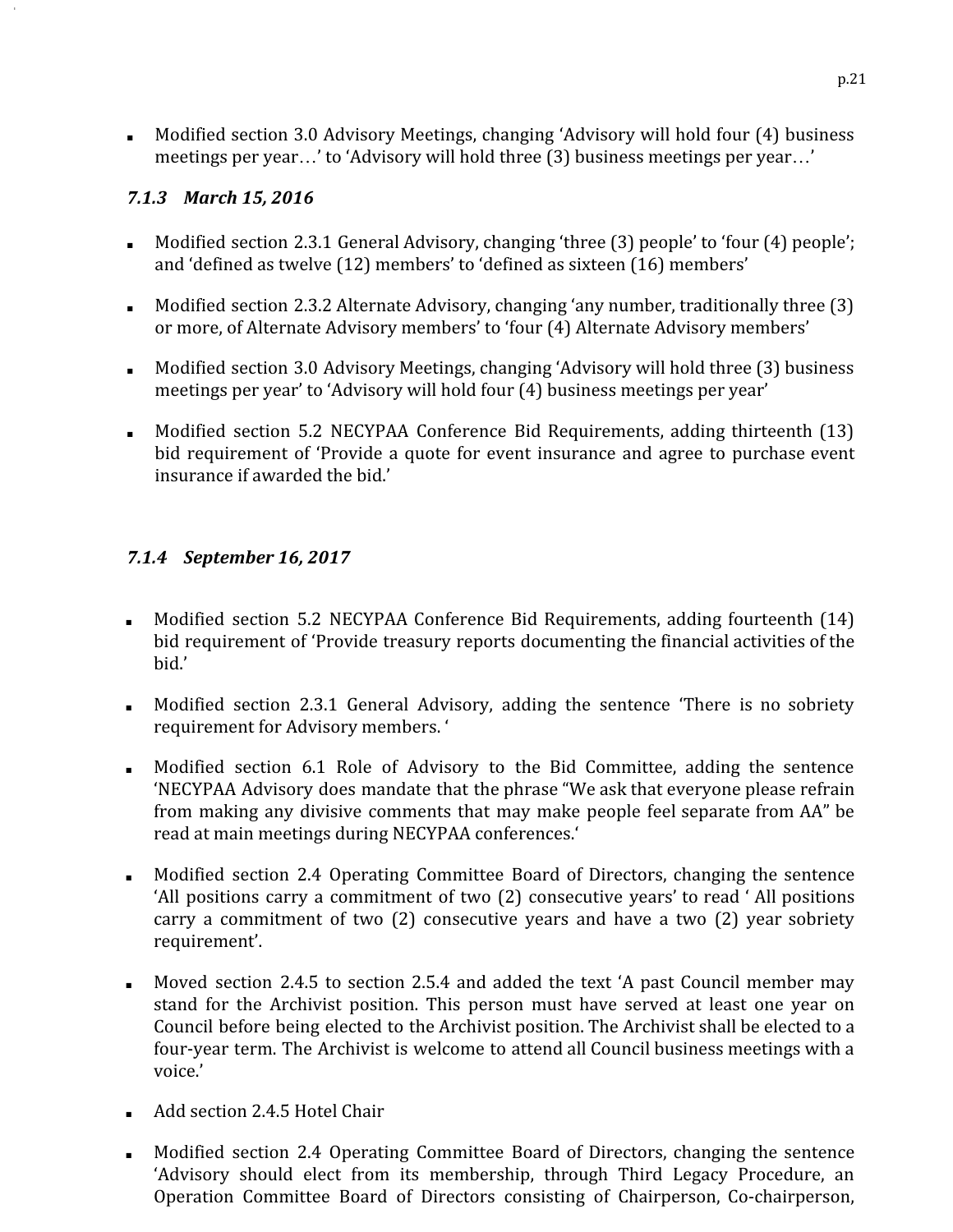- Modified section 3.0 Advisory Meetings, changing 'Advisory will hold four (4) business meetings per year…' to 'Advisory will hold three (3) business meetings per year…'

### *7.1.3 March 15, 2016*

- Modified section 2.3.1 General Advisory, changing 'three (3) people' to 'four (4) people'; and 'defined as twelve (12) members' to 'defined as sixteen (16) members'

- Modified section 2.3.2 Alternate Advisory, changing 'any number, traditionally three (3) or more, of Alternate Advisory members' to 'four (4) Alternate Advisory members'

- Modified section 3.0 Advisory Meetings, changing 'Advisory will hold three (3) business meetings per year' to 'Advisory will hold four (4) business meetings per year'

- Modified section 5.2 NECYPAA Conference Bid Requirements, adding thirteenth (13) bid requirement of 'Provide a quote for event insurance and agree to purchase event insurance if awarded the bid.'

### *7.1.4 September 16, 2017*

- Modified section 5.2 NECYPAA Conference Bid Requirements, adding fourteenth (14) bid requirement of 'Provide treasury reports documenting the financial activities of the bid.'

- Modified section 2.3.1 General Advisory, adding the sentence 'There is no sobriety requirement for Advisory members. '

- Modified section 6.1 Role of Advisory to the Bid Committee, adding the sentence 'NECYPAA Advisory does mandate that the phrase "We ask that everyone please refrain from making any divisive comments that may make people feel separate from AA" be read at main meetings during NECYPAA conferences.'

- Modified section 2.4 Operating Committee Board of Directors, changing the sentence 'All positions carry a commitment of two (2) consecutive years' to read ' All positions carry a commitment of two (2) consecutive years and have a two (2) year sobriety requirement'.

- Moved section 2.4.5 to section 2.5.4 and added the text 'A past Council member may stand for the Archivist position. This person must have served at least one year on Council before being elected to the Archivist position. The Archivist shall be elected to a four-year term. The Archivist is welcome to attend all Council business meetings with a voice.'

- Add section 2.4.5 Hotel Chair

- Modified section 2.4 Operating Committee Board of Directors, changing the sentence 'Advisory should elect from its membership, through Third Legacy Procedure, an Operation Committee Board of Directors consisting of Chairperson, Co-chairperson,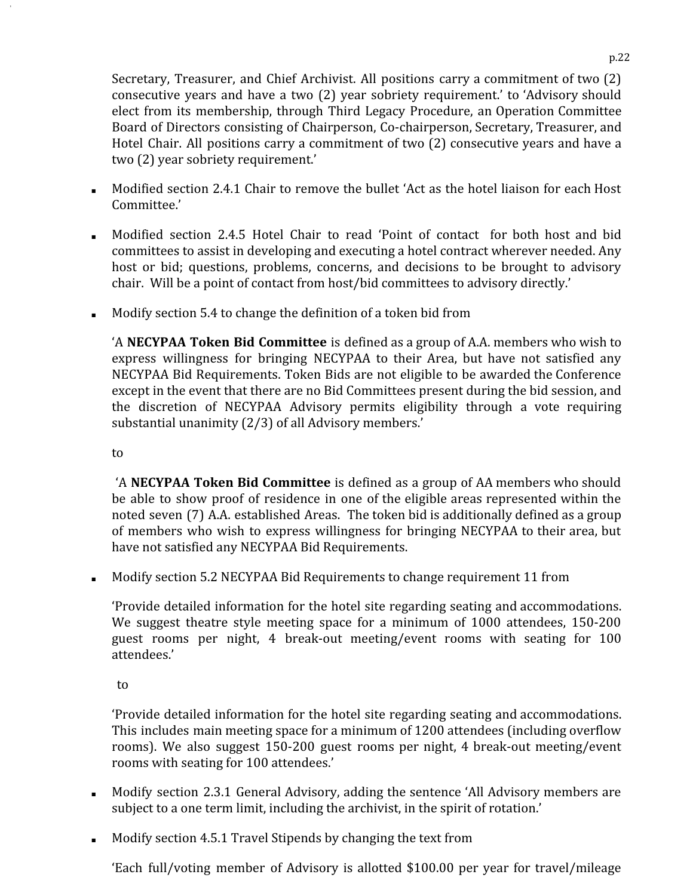Secretary, Treasurer, and Chief Archivist. All positions carry a commitment of two (2) consecutive years and have a two (2) year sobriety requirement.' to 'Advisory should elect from its membership, through Third Legacy Procedure, an Operation Committee Board of Directors consisting of Chairperson, Co-chairperson, Secretary, Treasurer, and Hotel Chair. All positions carry a commitment of two (2) consecutive years and have a two (2) year sobriety requirement.'

- Modified section 2.4.1 Chair to remove the bullet 'Act as the hotel liaison for each Host Committee.'

- Modified section 2.4.5 Hotel Chair to read 'Point of contact for both host and bid committees to assist in developing and executing a hotel contract wherever needed. Any host or bid; questions, problems, concerns, and decisions to be brought to advisory chair. Will be a point of contact from host/bid committees to advisory directly.'

- Modify section 5.4 to change the definition of a token bid from

  'A **NECYPAA Token Bid Committee** is defined as a group of A.A. members who wish to express willingness for bringing NECYPAA to their Area, but have not satisfied any NECYPAA Bid Requirements. Token Bids are not eligible to be awarded the Conference except in the event that there are no Bid Committees present during the bid session, and the discretion of NECYPAA Advisory permits eligibility through a vote requiring substantial unanimity (2/3) of all Advisory members.'

  to

  'A **NECYPAA Token Bid Committee** is defined as a group of AA members who should be able to show proof of residence in one of the eligible areas represented within the noted seven (7) A.A. established Areas. The token bid is additionally defined as a group of members who wish to express willingness for bringing NECYPAA to their area, but have not satisfied any NECYPAA Bid Requirements.

- Modify section 5.2 NECYPAA Bid Requirements to change requirement 11 from

  'Provide detailed information for the hotel site regarding seating and accommodations. We suggest theatre style meeting space for a minimum of 1000 attendees, 150-200 guest rooms per night, 4 break-out meeting/event rooms with seating for 100 attendees.'

  to

  'Provide detailed information for the hotel site regarding seating and accommodations. This includes main meeting space for a minimum of 1200 attendees (including overflow rooms). We also suggest 150-200 guest rooms per night, 4 break-out meeting/event rooms with seating for 100 attendees.'

- Modify section 2.3.1 General Advisory, adding the sentence 'All Advisory members are subject to a one term limit, including the archivist, in the spirit of rotation.'

- Modify section 4.5.1 Travel Stipends by changing the text from

  'Each full/voting member of Advisory is allotted $100.00 per year for travel/mileage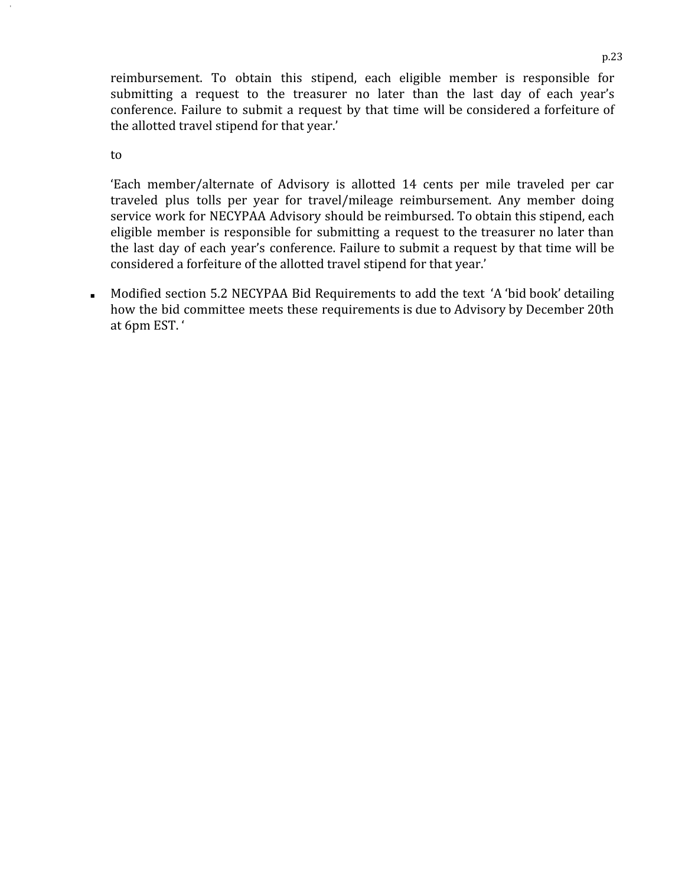reimbursement. To obtain this stipend, each eligible member is responsible for submitting a request to the treasurer no later than the last day of each year's conference. Failure to submit a request by that time will be considered a forfeiture of the allotted travel stipend for that year.'

to

'Each member/alternate of Advisory is allotted 14 cents per mile traveled per car traveled plus tolls per year for travel/mileage reimbursement. Any member doing service work for NECYPAA Advisory should be reimbursed. To obtain this stipend, each eligible member is responsible for submitting a request to the treasurer no later than the last day of each year's conference. Failure to submit a request by that time will be considered a forfeiture of the allotted travel stipend for that year.'

- Modified section 5.2 NECYPAA Bid Requirements to add the text 'A 'bid book' detailing how the bid committee meets these requirements is due to Advisory by December 20th at 6pm EST. '